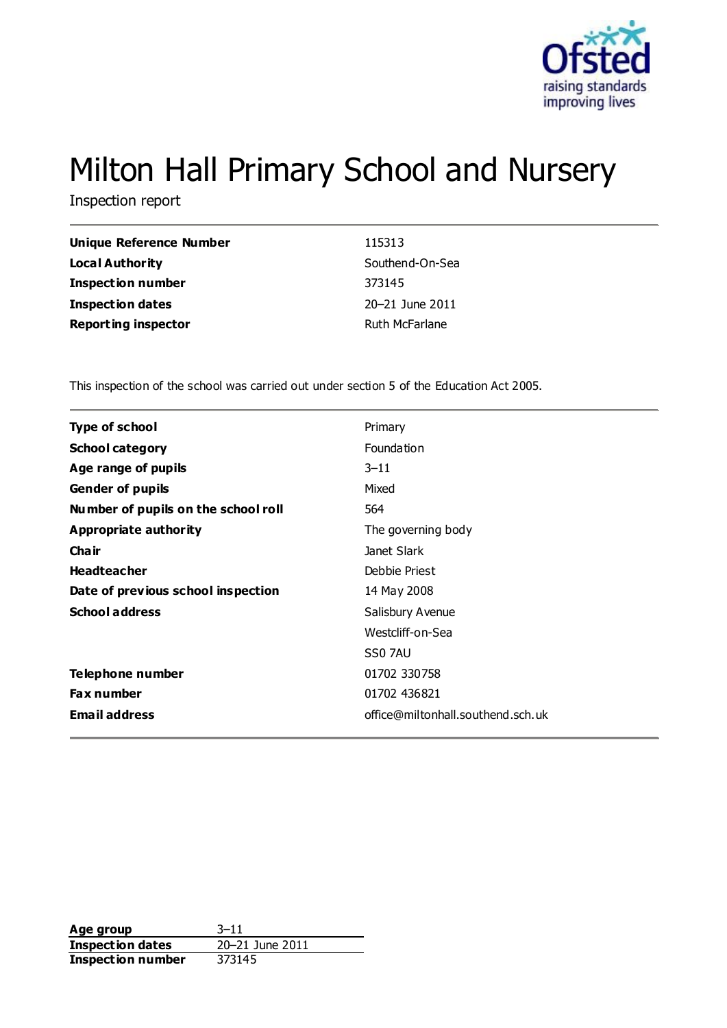# Milton Hall Primary School and Nursery

Inspection report

| | |
|---|---|
| **Unique Reference Number** | 115313 |
| **Local Authority** | Southend-On-Sea |
| **Inspection number** | 373145 |
| **Inspection dates** | 20–21 June 2011 |
| **Reporting inspector** | Ruth McFarlane |

This inspection of the school was carried out under section 5 of the Education Act 2005.

| | |
|---|---|
| **Type of school** | Primary |
| **School category** | Foundation |
| **Age range of pupils** | 3–11 |
| **Gender of pupils** | Mixed |
| **Number of pupils on the school roll** | 564 |
| **Appropriate authority** | The governing body |
| **Chair** | Janet Slark |
| **Headteacher** | Debbie Priest |
| **Date of previous school inspection** | 14 May 2008 |
| **School address** | Salisbury Avenue<br>Westcliff-on-Sea<br>SS0 7AU |
| **Telephone number** | 01702 330758 |
| **Fax number** | 01702 436821 |
| **Email address** | office@miltonhall.southend.sch.uk |

| | |
|---|---|
| **Age group** | 3–11 |
| **Inspection dates** | 20–21 June 2011 |
| **Inspection number** | 373145 |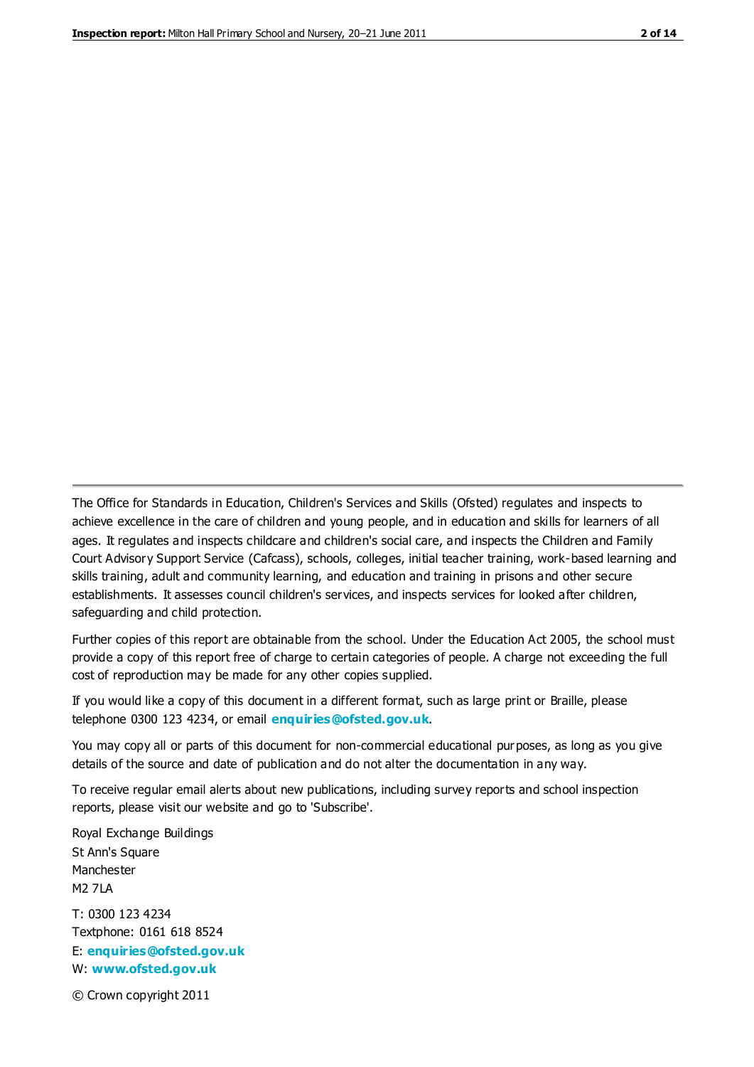The Office for Standards in Education, Children's Services and Skills (Ofsted) regulates and inspects to achieve excellence in the care of children and young people, and in education and skills for learners of all ages. It regulates and inspects childcare and children's social care, and inspects the Children and Family Court Advisory Support Service (Cafcass), schools, colleges, initial teacher training, work-based learning and skills training, adult and community learning, and education and training in prisons and other secure establishments. It assesses council children's services, and inspects services for looked after children, safeguarding and child protection.

Further copies of this report are obtainable from the school. Under the Education Act 2005, the school must provide a copy of this report free of charge to certain categories of people. A charge not exceeding the full cost of reproduction may be made for any other copies supplied.

If you would like a copy of this document in a different format, such as large print or Braille, please telephone 0300 123 4234, or email **enquiries@ofsted.gov.uk**.

You may copy all or parts of this document for non-commercial educational purposes, as long as you give details of the source and date of publication and do not alter the documentation in any way.

To receive regular email alerts about new publications, including survey reports and school inspection reports, please visit our website and go to 'Subscribe'.

Royal Exchange Buildings
St Ann's Square
Manchester
M2 7LA

T: 0300 123 4234
Textphone: 0161 618 8524
E: **enquiries@ofsted.gov.uk**
W: **www.ofsted.gov.uk**

© Crown copyright 2011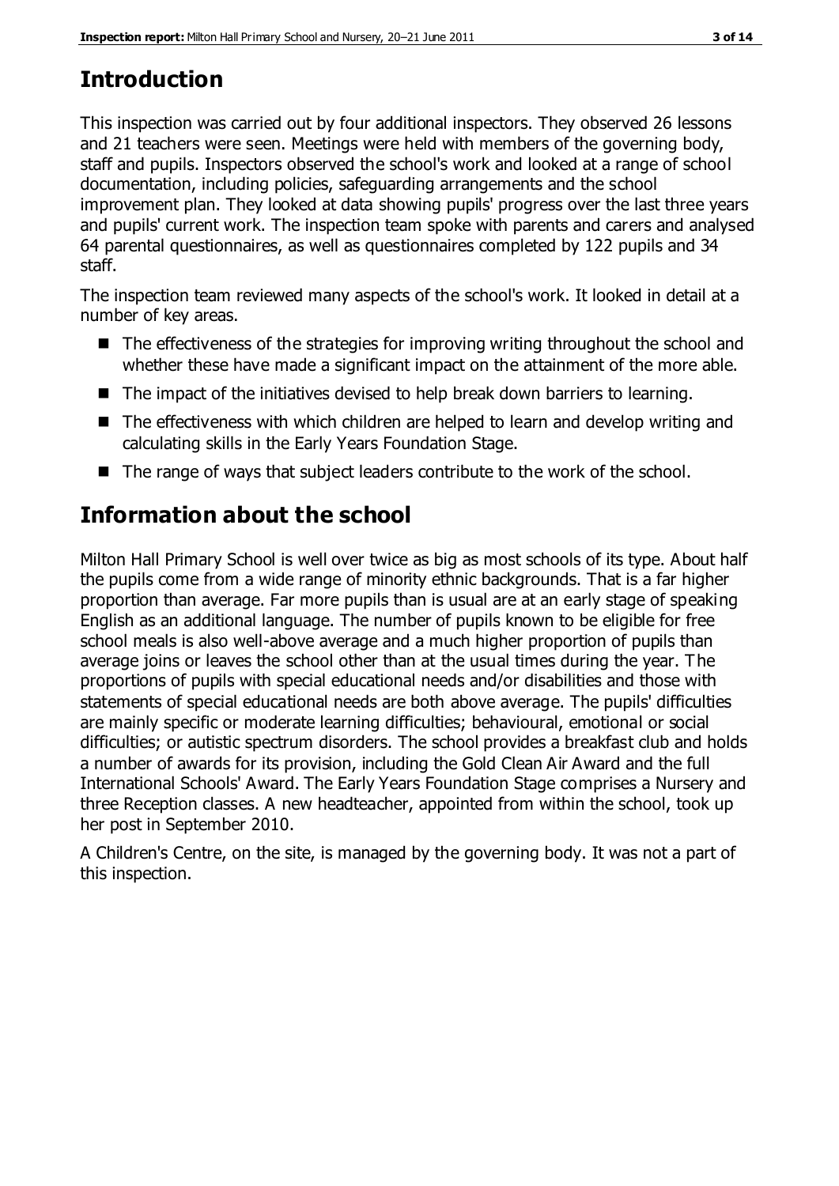## Introduction

This inspection was carried out by four additional inspectors. They observed 26 lessons and 21 teachers were seen. Meetings were held with members of the governing body, staff and pupils. Inspectors observed the school's work and looked at a range of school documentation, including policies, safeguarding arrangements and the school improvement plan. They looked at data showing pupils' progress over the last three years and pupils' current work. The inspection team spoke with parents and carers and analysed 64 parental questionnaires, as well as questionnaires completed by 122 pupils and 34 staff.

The inspection team reviewed many aspects of the school's work. It looked in detail at a number of key areas.

- The effectiveness of the strategies for improving writing throughout the school and whether these have made a significant impact on the attainment of the more able.
- The impact of the initiatives devised to help break down barriers to learning.
- The effectiveness with which children are helped to learn and develop writing and calculating skills in the Early Years Foundation Stage.
- The range of ways that subject leaders contribute to the work of the school.

## Information about the school

Milton Hall Primary School is well over twice as big as most schools of its type. About half the pupils come from a wide range of minority ethnic backgrounds. That is a far higher proportion than average. Far more pupils than is usual are at an early stage of speaking English as an additional language. The number of pupils known to be eligible for free school meals is also well-above average and a much higher proportion of pupils than average joins or leaves the school other than at the usual times during the year. The proportions of pupils with special educational needs and/or disabilities and those with statements of special educational needs are both above average. The pupils' difficulties are mainly specific or moderate learning difficulties; behavioural, emotional or social difficulties; or autistic spectrum disorders. The school provides a breakfast club and holds a number of awards for its provision, including the Gold Clean Air Award and the full International Schools' Award. The Early Years Foundation Stage comprises a Nursery and three Reception classes. A new headteacher, appointed from within the school, took up her post in September 2010.

A Children's Centre, on the site, is managed by the governing body. It was not a part of this inspection.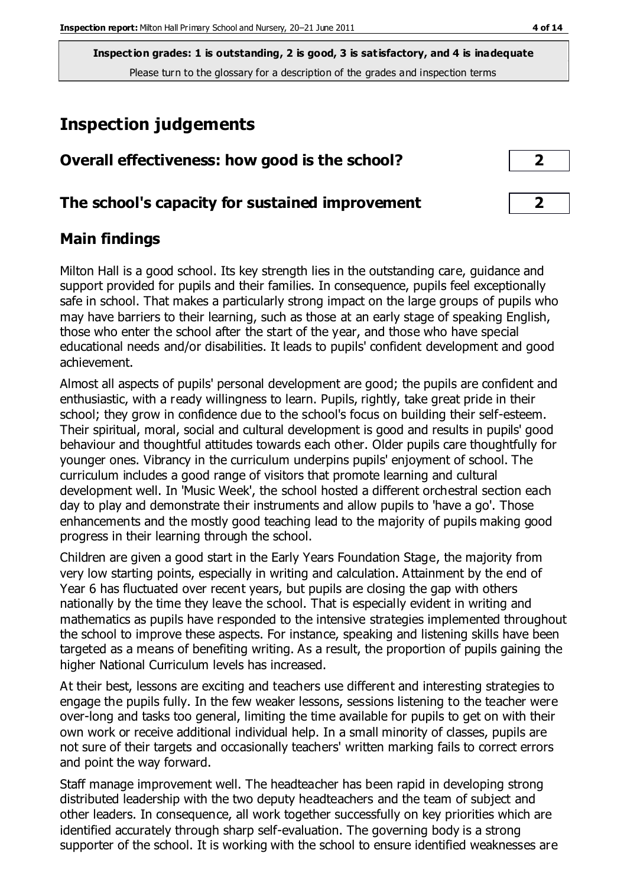**Inspection grades: 1 is outstanding, 2 is good, 3 is satisfactory, and 4 is inadequate**
Please turn to the glossary for a description of the grades and inspection terms

# Inspection judgements

| | |
|---|---|
| **Overall effectiveness: how good is the school?** | **2** |
| **The school's capacity for sustained improvement** | **2** |

## Main findings

Milton Hall is a good school. Its key strength lies in the outstanding care, guidance and support provided for pupils and their families. In consequence, pupils feel exceptionally safe in school. That makes a particularly strong impact on the large groups of pupils who may have barriers to their learning, such as those at an early stage of speaking English, those who enter the school after the start of the year, and those who have special educational needs and/or disabilities. It leads to pupils' confident development and good achievement.

Almost all aspects of pupils' personal development are good; the pupils are confident and enthusiastic, with a ready willingness to learn. Pupils, rightly, take great pride in their school; they grow in confidence due to the school's focus on building their self-esteem. Their spiritual, moral, social and cultural development is good and results in pupils' good behaviour and thoughtful attitudes towards each other. Older pupils care thoughtfully for younger ones. Vibrancy in the curriculum underpins pupils' enjoyment of school. The curriculum includes a good range of visitors that promote learning and cultural development well. In 'Music Week', the school hosted a different orchestral section each day to play and demonstrate their instruments and allow pupils to 'have a go'. Those enhancements and the mostly good teaching lead to the majority of pupils making good progress in their learning through the school.

Children are given a good start in the Early Years Foundation Stage, the majority from very low starting points, especially in writing and calculation. Attainment by the end of Year 6 has fluctuated over recent years, but pupils are closing the gap with others nationally by the time they leave the school. That is especially evident in writing and mathematics as pupils have responded to the intensive strategies implemented throughout the school to improve these aspects. For instance, speaking and listening skills have been targeted as a means of benefiting writing. As a result, the proportion of pupils gaining the higher National Curriculum levels has increased.

At their best, lessons are exciting and teachers use different and interesting strategies to engage the pupils fully. In the few weaker lessons, sessions listening to the teacher were over-long and tasks too general, limiting the time available for pupils to get on with their own work or receive additional individual help. In a small minority of classes, pupils are not sure of their targets and occasionally teachers' written marking fails to correct errors and point the way forward.

Staff manage improvement well. The headteacher has been rapid in developing strong distributed leadership with the two deputy headteachers and the team of subject and other leaders. In consequence, all work together successfully on key priorities which are identified accurately through sharp self-evaluation. The governing body is a strong supporter of the school. It is working with the school to ensure identified weaknesses are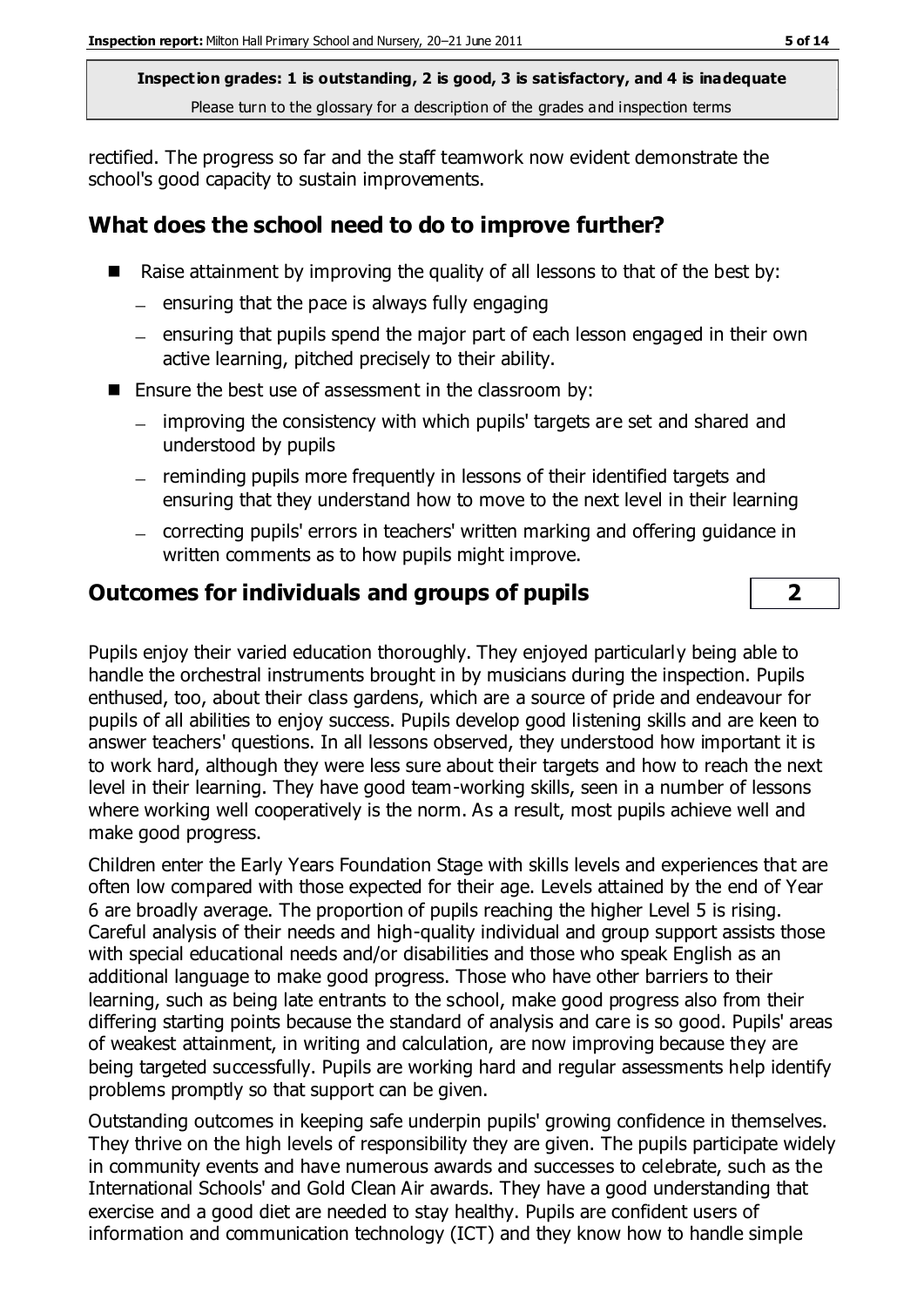rectified. The progress so far and the staff teamwork now evident demonstrate the school's good capacity to sustain improvements.

## What does the school need to do to improve further?

- Raise attainment by improving the quality of all lessons to that of the best by:
  - ensuring that the pace is always fully engaging
  - ensuring that pupils spend the major part of each lesson engaged in their own active learning, pitched precisely to their ability.
- Ensure the best use of assessment in the classroom by:
  - improving the consistency with which pupils' targets are set and shared and understood by pupils
  - reminding pupils more frequently in lessons of their identified targets and ensuring that they understand how to move to the next level in their learning
  - correcting pupils' errors in teachers' written marking and offering guidance in written comments as to how pupils might improve.

## Outcomes for individuals and groups of pupils — 2

Pupils enjoy their varied education thoroughly. They enjoyed particularly being able to handle the orchestral instruments brought in by musicians during the inspection. Pupils enthused, too, about their class gardens, which are a source of pride and endeavour for pupils of all abilities to enjoy success. Pupils develop good listening skills and are keen to answer teachers' questions. In all lessons observed, they understood how important it is to work hard, although they were less sure about their targets and how to reach the next level in their learning. They have good team-working skills, seen in a number of lessons where working well cooperatively is the norm. As a result, most pupils achieve well and make good progress.

Children enter the Early Years Foundation Stage with skills levels and experiences that are often low compared with those expected for their age. Levels attained by the end of Year 6 are broadly average. The proportion of pupils reaching the higher Level 5 is rising. Careful analysis of their needs and high-quality individual and group support assists those with special educational needs and/or disabilities and those who speak English as an additional language to make good progress. Those who have other barriers to their learning, such as being late entrants to the school, make good progress also from their differing starting points because the standard of analysis and care is so good. Pupils' areas of weakest attainment, in writing and calculation, are now improving because they are being targeted successfully. Pupils are working hard and regular assessments help identify problems promptly so that support can be given.

Outstanding outcomes in keeping safe underpin pupils' growing confidence in themselves. They thrive on the high levels of responsibility they are given. The pupils participate widely in community events and have numerous awards and successes to celebrate, such as the International Schools' and Gold Clean Air awards. They have a good understanding that exercise and a good diet are needed to stay healthy. Pupils are confident users of information and communication technology (ICT) and they know how to handle simple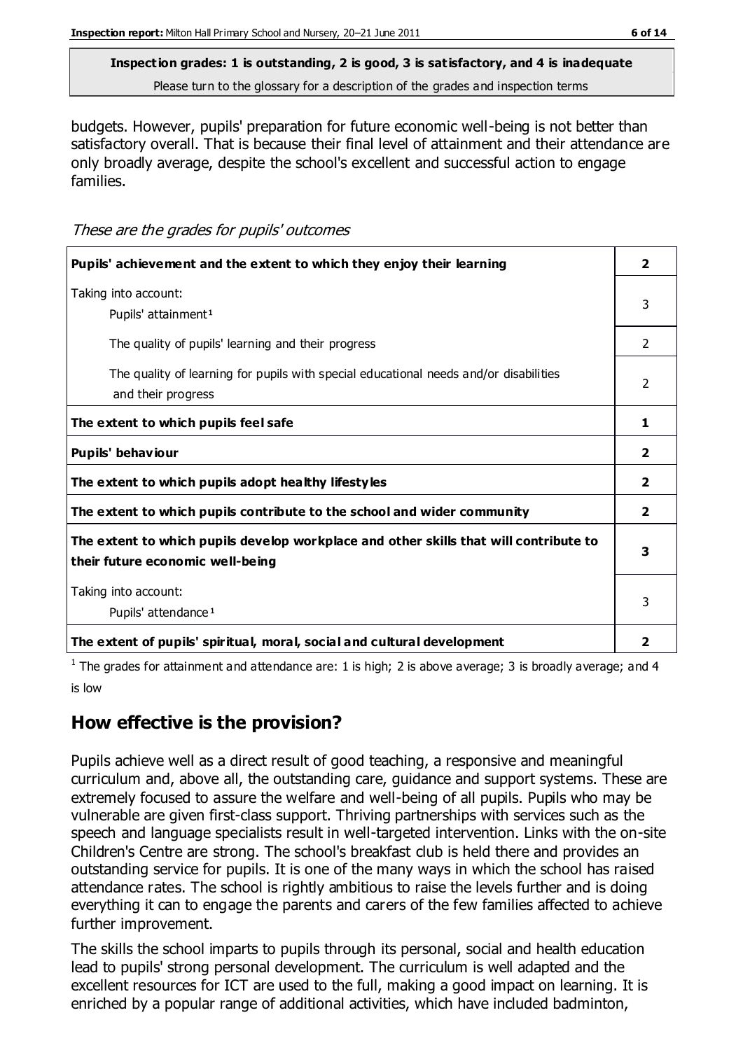**Inspection grades: 1 is outstanding, 2 is good, 3 is satisfactory, and 4 is inadequate**
Please turn to the glossary for a description of the grades and inspection terms

budgets. However, pupils' preparation for future economic well-being is not better than satisfactory overall. That is because their final level of attainment and their attendance are only broadly average, despite the school's excellent and successful action to engage families.

*These are the grades for pupils' outcomes*

| | |
|---|---|
| **Pupils' achievement and the extent to which they enjoy their learning** | **2** |
| Taking into account: Pupils' attainment[1] | 3 |
| The quality of pupils' learning and their progress | 2 |
| The quality of learning for pupils with special educational needs and/or disabilities and their progress | 2 |
| **The extent to which pupils feel safe** | **1** |
| **Pupils' behaviour** | **2** |
| **The extent to which pupils adopt healthy lifestyles** | **2** |
| **The extent to which pupils contribute to the school and wider community** | **2** |
| **The extent to which pupils develop workplace and other skills that will contribute to their future economic well-being** | **3** |
| Taking into account: Pupils' attendance[1] | 3 |
| **The extent of pupils' spiritual, moral, social and cultural development** | **2** |

[1] The grades for attainment and attendance are: 1 is high; 2 is above average; 3 is broadly average; and 4 is low

## How effective is the provision?

Pupils achieve well as a direct result of good teaching, a responsive and meaningful curriculum and, above all, the outstanding care, guidance and support systems. These are extremely focused to assure the welfare and well-being of all pupils. Pupils who may be vulnerable are given first-class support. Thriving partnerships with services such as the speech and language specialists result in well-targeted intervention. Links with the on-site Children's Centre are strong. The school's breakfast club is held there and provides an outstanding service for pupils. It is one of the many ways in which the school has raised attendance rates. The school is rightly ambitious to raise the levels further and is doing everything it can to engage the parents and carers of the few families affected to achieve further improvement.

The skills the school imparts to pupils through its personal, social and health education lead to pupils' strong personal development. The curriculum is well adapted and the excellent resources for ICT are used to the full, making a good impact on learning. It is enriched by a popular range of additional activities, which have included badminton,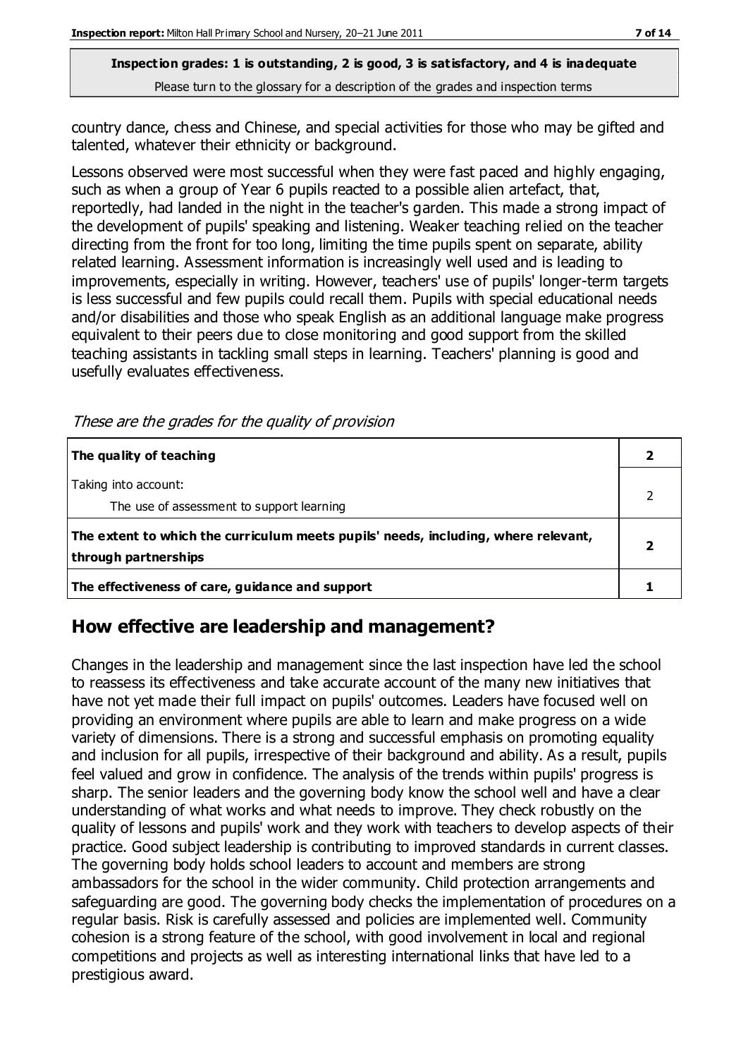country dance, chess and Chinese, and special activities for those who may be gifted and talented, whatever their ethnicity or background.

Lessons observed were most successful when they were fast paced and highly engaging, such as when a group of Year 6 pupils reacted to a possible alien artefact, that, reportedly, had landed in the night in the teacher's garden. This made a strong impact of the development of pupils' speaking and listening. Weaker teaching relied on the teacher directing from the front for too long, limiting the time pupils spent on separate, ability related learning. Assessment information is increasingly well used and is leading to improvements, especially in writing. However, teachers' use of pupils' longer-term targets is less successful and few pupils could recall them. Pupils with special educational needs and/or disabilities and those who speak English as an additional language make progress equivalent to their peers due to close monitoring and good support from the skilled teaching assistants in tackling small steps in learning. Teachers' planning is good and usefully evaluates effectiveness.

*These are the grades for the quality of provision*

| | |
|---|---|
| **The quality of teaching** | **2** |
| Taking into account:<br>The use of assessment to support learning | 2 |
| **The extent to which the curriculum meets pupils' needs, including, where relevant, through partnerships** | **2** |
| **The effectiveness of care, guidance and support** | **1** |

## How effective are leadership and management?

Changes in the leadership and management since the last inspection have led the school to reassess its effectiveness and take accurate account of the many new initiatives that have not yet made their full impact on pupils' outcomes. Leaders have focused well on providing an environment where pupils are able to learn and make progress on a wide variety of dimensions. There is a strong and successful emphasis on promoting equality and inclusion for all pupils, irrespective of their background and ability. As a result, pupils feel valued and grow in confidence. The analysis of the trends within pupils' progress is sharp. The senior leaders and the governing body know the school well and have a clear understanding of what works and what needs to improve. They check robustly on the quality of lessons and pupils' work and they work with teachers to develop aspects of their practice. Good subject leadership is contributing to improved standards in current classes. The governing body holds school leaders to account and members are strong ambassadors for the school in the wider community. Child protection arrangements and safeguarding are good. The governing body checks the implementation of procedures on a regular basis. Risk is carefully assessed and policies are implemented well. Community cohesion is a strong feature of the school, with good involvement in local and regional competitions and projects as well as interesting international links that have led to a prestigious award.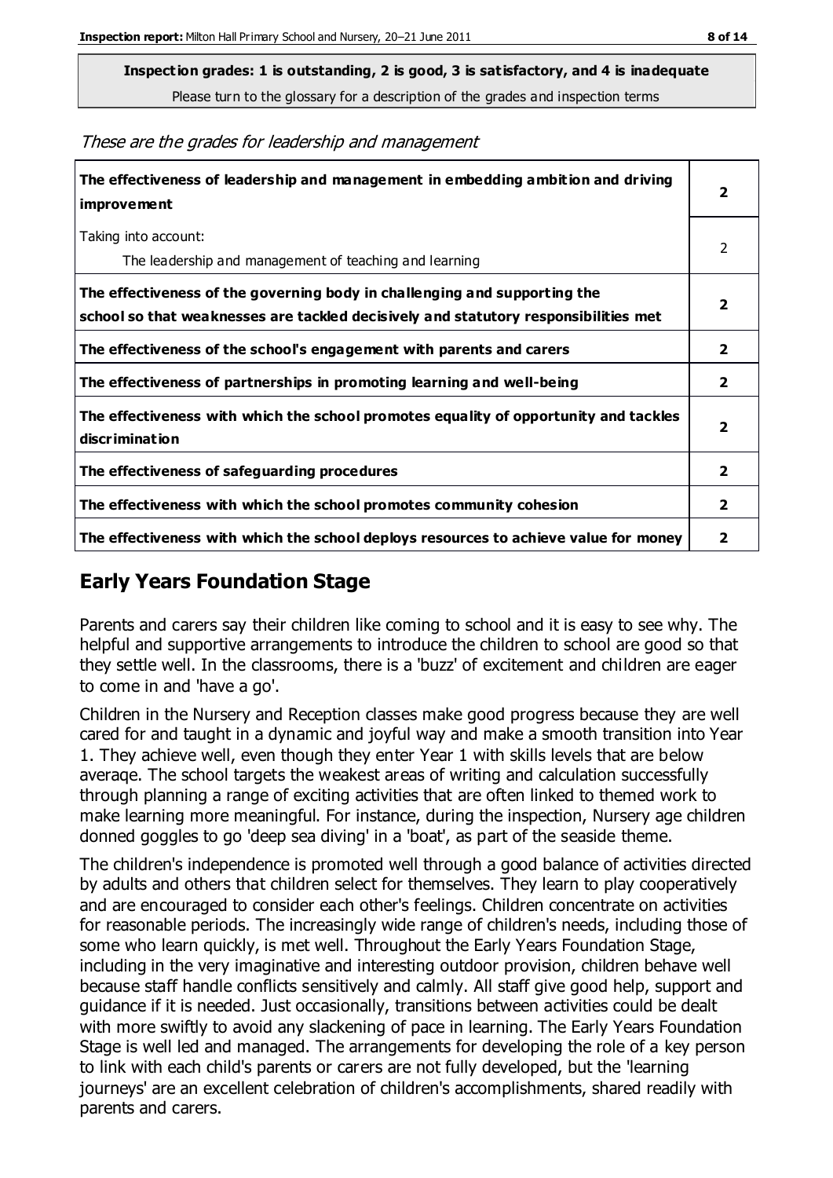**Inspection grades: 1 is outstanding, 2 is good, 3 is satisfactory, and 4 is inadequate**

Please turn to the glossary for a description of the grades and inspection terms

*These are the grades for leadership and management*

| | |
|---|---|
| **The effectiveness of leadership and management in embedding ambition and driving improvement** | **2** |
| Taking into account:<br>The leadership and management of teaching and learning | 2 |
| **The effectiveness of the governing body in challenging and supporting the school so that weaknesses are tackled decisively and statutory responsibilities met** | **2** |
| **The effectiveness of the school's engagement with parents and carers** | **2** |
| **The effectiveness of partnerships in promoting learning and well-being** | **2** |
| **The effectiveness with which the school promotes equality of opportunity and tackles discrimination** | **2** |
| **The effectiveness of safeguarding procedures** | **2** |
| **The effectiveness with which the school promotes community cohesion** | **2** |
| **The effectiveness with which the school deploys resources to achieve value for money** | **2** |

## Early Years Foundation Stage

Parents and carers say their children like coming to school and it is easy to see why. The helpful and supportive arrangements to introduce the children to school are good so that they settle well. In the classrooms, there is a 'buzz' of excitement and children are eager to come in and 'have a go'.

Children in the Nursery and Reception classes make good progress because they are well cared for and taught in a dynamic and joyful way and make a smooth transition into Year 1. They achieve well, even though they enter Year 1 with skills levels that are below average. The school targets the weakest areas of writing and calculation successfully through planning a range of exciting activities that are often linked to themed work to make learning more meaningful. For instance, during the inspection, Nursery age children donned goggles to go 'deep sea diving' in a 'boat', as part of the seaside theme.

The children's independence is promoted well through a good balance of activities directed by adults and others that children select for themselves. They learn to play cooperatively and are encouraged to consider each other's feelings. Children concentrate on activities for reasonable periods. The increasingly wide range of children's needs, including those of some who learn quickly, is met well. Throughout the Early Years Foundation Stage, including in the very imaginative and interesting outdoor provision, children behave well because staff handle conflicts sensitively and calmly. All staff give good help, support and guidance if it is needed. Just occasionally, transitions between activities could be dealt with more swiftly to avoid any slackening of pace in learning. The Early Years Foundation Stage is well led and managed. The arrangements for developing the role of a key person to link with each child's parents or carers are not fully developed, but the 'learning journeys' are an excellent celebration of children's accomplishments, shared readily with parents and carers.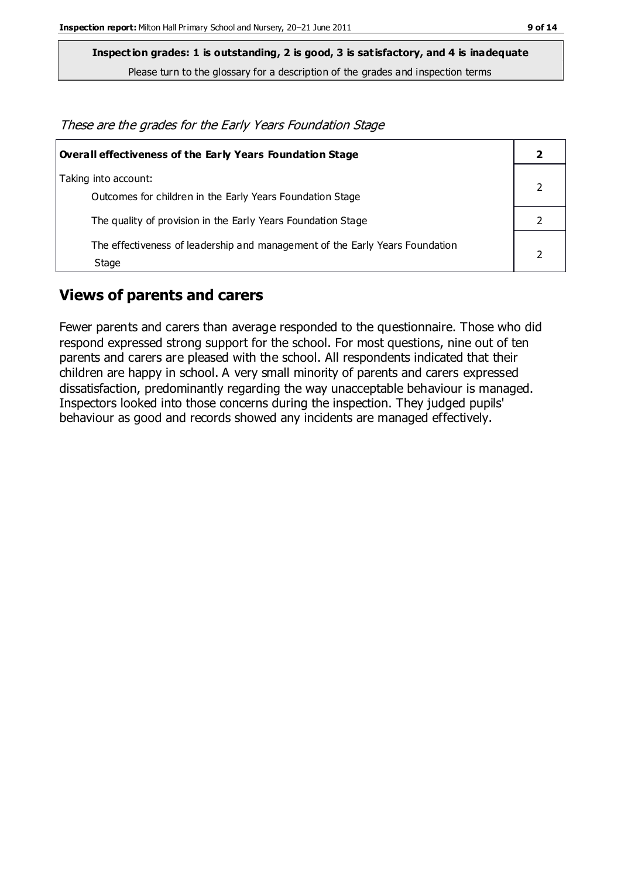**Inspection grades: 1 is outstanding, 2 is good, 3 is satisfactory, and 4 is inadequate**
Please turn to the glossary for a description of the grades and inspection terms

*These are the grades for the Early Years Foundation Stage*

| **Overall effectiveness of the Early Years Foundation Stage** | **2** |
|---|---|
| Taking into account:<br>Outcomes for children in the Early Years Foundation Stage | 2 |
| The quality of provision in the Early Years Foundation Stage | 2 |
| The effectiveness of leadership and management of the Early Years Foundation Stage | 2 |

## Views of parents and carers

Fewer parents and carers than average responded to the questionnaire. Those who did respond expressed strong support for the school. For most questions, nine out of ten parents and carers are pleased with the school. All respondents indicated that their children are happy in school. A very small minority of parents and carers expressed dissatisfaction, predominantly regarding the way unacceptable behaviour is managed. Inspectors looked into those concerns during the inspection. They judged pupils' behaviour as good and records showed any incidents are managed effectively.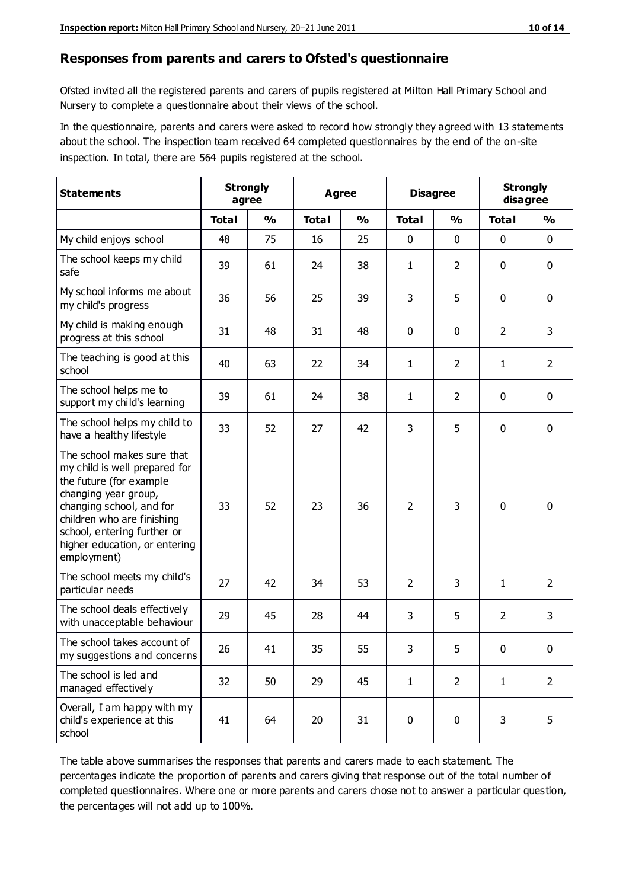## Responses from parents and carers to Ofsted's questionnaire

Ofsted invited all the registered parents and carers of pupils registered at Milton Hall Primary School and Nursery to complete a questionnaire about their views of the school.

In the questionnaire, parents and carers were asked to record how strongly they agreed with 13 statements about the school. The inspection team received 64 completed questionnaires by the end of the on-site inspection. In total, there are 564 pupils registered at the school.

| Statements | Strongly agree | | Agree | | Disagree | | Strongly disagree | |
|---|---|---|---|---|---|---|---|---|
| | Total | % | Total | % | Total | % | Total | % |
| My child enjoys school | 48 | 75 | 16 | 25 | 0 | 0 | 0 | 0 |
| The school keeps my child safe | 39 | 61 | 24 | 38 | 1 | 2 | 0 | 0 |
| My school informs me about my child's progress | 36 | 56 | 25 | 39 | 3 | 5 | 0 | 0 |
| My child is making enough progress at this school | 31 | 48 | 31 | 48 | 0 | 0 | 2 | 3 |
| The teaching is good at this school | 40 | 63 | 22 | 34 | 1 | 2 | 1 | 2 |
| The school helps me to support my child's learning | 39 | 61 | 24 | 38 | 1 | 2 | 0 | 0 |
| The school helps my child to have a healthy lifestyle | 33 | 52 | 27 | 42 | 3 | 5 | 0 | 0 |
| The school makes sure that my child is well prepared for the future (for example changing year group, changing school, and for children who are finishing school, entering further or higher education, or entering employment) | 33 | 52 | 23 | 36 | 2 | 3 | 0 | 0 |
| The school meets my child's particular needs | 27 | 42 | 34 | 53 | 2 | 3 | 1 | 2 |
| The school deals effectively with unacceptable behaviour | 29 | 45 | 28 | 44 | 3 | 5 | 2 | 3 |
| The school takes account of my suggestions and concerns | 26 | 41 | 35 | 55 | 3 | 5 | 0 | 0 |
| The school is led and managed effectively | 32 | 50 | 29 | 45 | 1 | 2 | 1 | 2 |
| Overall, I am happy with my child's experience at this school | 41 | 64 | 20 | 31 | 0 | 0 | 3 | 5 |

The table above summarises the responses that parents and carers made to each statement. The percentages indicate the proportion of parents and carers giving that response out of the total number of completed questionnaires. Where one or more parents and carers chose not to answer a particular question, the percentages will not add up to 100%.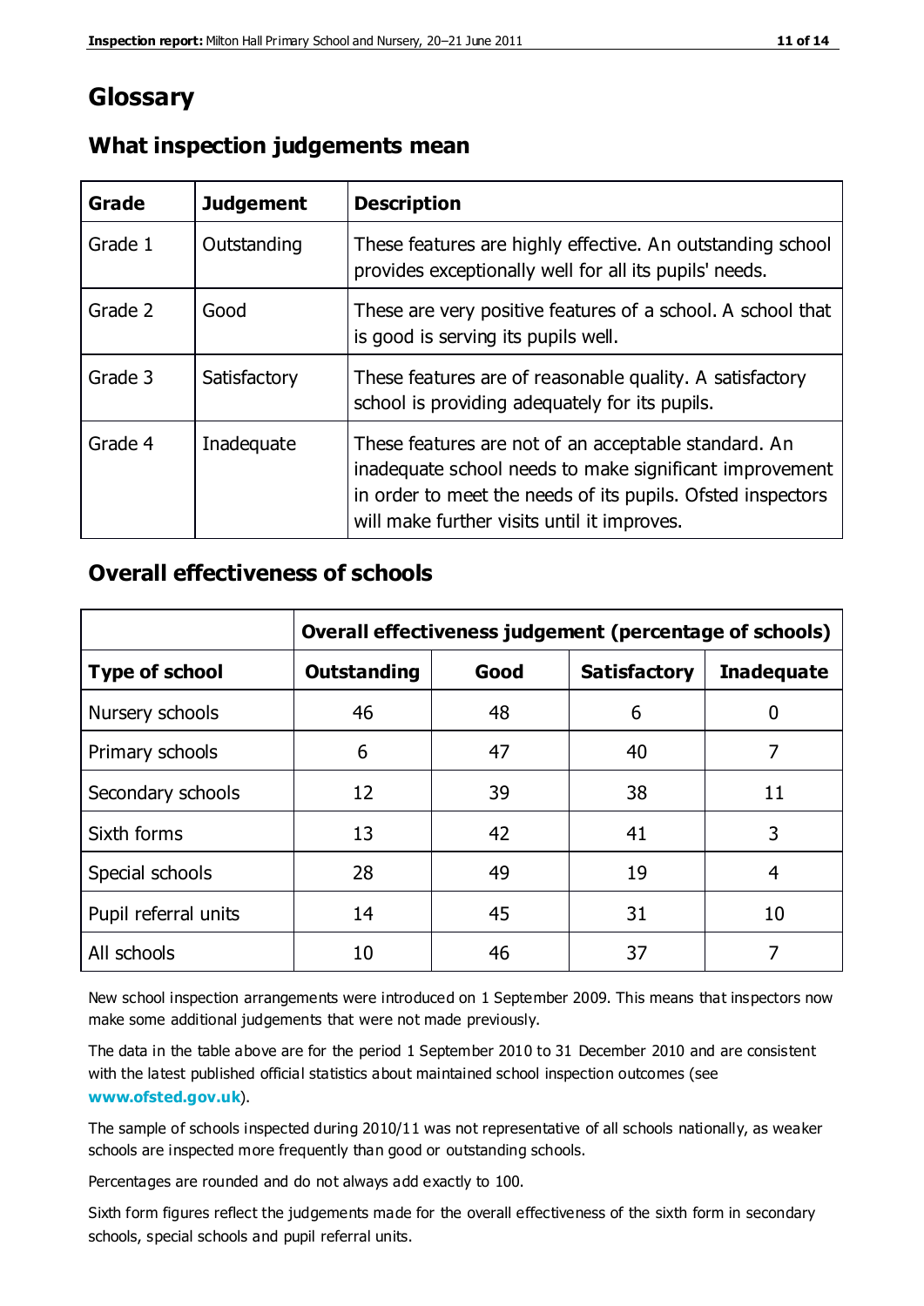# Glossary

## What inspection judgements mean

| Grade | Judgement | Description |
| --- | --- | --- |
| Grade 1 | Outstanding | These features are highly effective. An outstanding school provides exceptionally well for all its pupils' needs. |
| Grade 2 | Good | These are very positive features of a school. A school that is good is serving its pupils well. |
| Grade 3 | Satisfactory | These features are of reasonable quality. A satisfactory school is providing adequately for its pupils. |
| Grade 4 | Inadequate | These features are not of an acceptable standard. An inadequate school needs to make significant improvement in order to meet the needs of its pupils. Ofsted inspectors will make further visits until it improves. |

## Overall effectiveness of schools

| | Overall effectiveness judgement (percentage of schools) | | | |
| --- | --- | --- | --- | --- |
| **Type of school** | **Outstanding** | **Good** | **Satisfactory** | **Inadequate** |
| Nursery schools | 46 | 48 | 6 | 0 |
| Primary schools | 6 | 47 | 40 | 7 |
| Secondary schools | 12 | 39 | 38 | 11 |
| Sixth forms | 13 | 42 | 41 | 3 |
| Special schools | 28 | 49 | 19 | 4 |
| Pupil referral units | 14 | 45 | 31 | 10 |
| All schools | 10 | 46 | 37 | 7 |

New school inspection arrangements were introduced on 1 September 2009. This means that inspectors now make some additional judgements that were not made previously.

The data in the table above are for the period 1 September 2010 to 31 December 2010 and are consistent with the latest published official statistics about maintained school inspection outcomes (see **www.ofsted.gov.uk**).

The sample of schools inspected during 2010/11 was not representative of all schools nationally, as weaker schools are inspected more frequently than good or outstanding schools.

Percentages are rounded and do not always add exactly to 100.

Sixth form figures reflect the judgements made for the overall effectiveness of the sixth form in secondary schools, special schools and pupil referral units.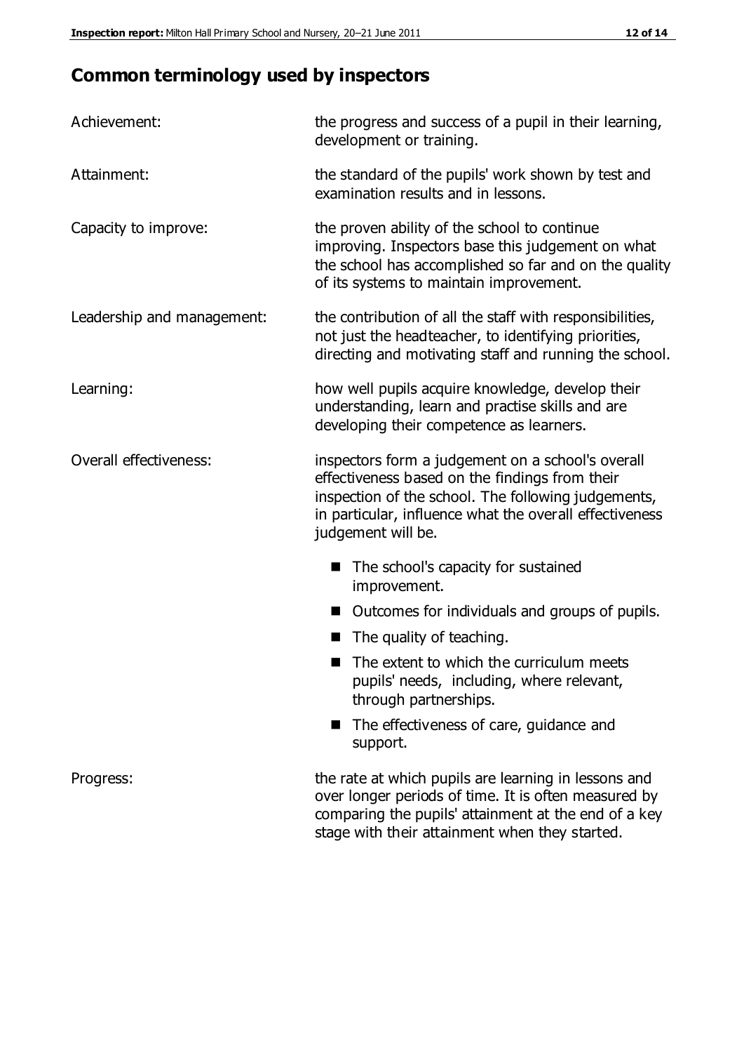## Common terminology used by inspectors

**Achievement:** the progress and success of a pupil in their learning, development or training.

**Attainment:** the standard of the pupils' work shown by test and examination results and in lessons.

**Capacity to improve:** the proven ability of the school to continue improving. Inspectors base this judgement on what the school has accomplished so far and on the quality of its systems to maintain improvement.

**Leadership and management:** the contribution of all the staff with responsibilities, not just the headteacher, to identifying priorities, directing and motivating staff and running the school.

**Learning:** how well pupils acquire knowledge, develop their understanding, learn and practise skills and are developing their competence as learners.

**Overall effectiveness:** inspectors form a judgement on a school's overall effectiveness based on the findings from their inspection of the school. The following judgements, in particular, influence what the overall effectiveness judgement will be.

- The school's capacity for sustained improvement.
- Outcomes for individuals and groups of pupils.
- The quality of teaching.
- The extent to which the curriculum meets pupils' needs, including, where relevant, through partnerships.
- The effectiveness of care, guidance and support.

**Progress:** the rate at which pupils are learning in lessons and over longer periods of time. It is often measured by comparing the pupils' attainment at the end of a key stage with their attainment when they started.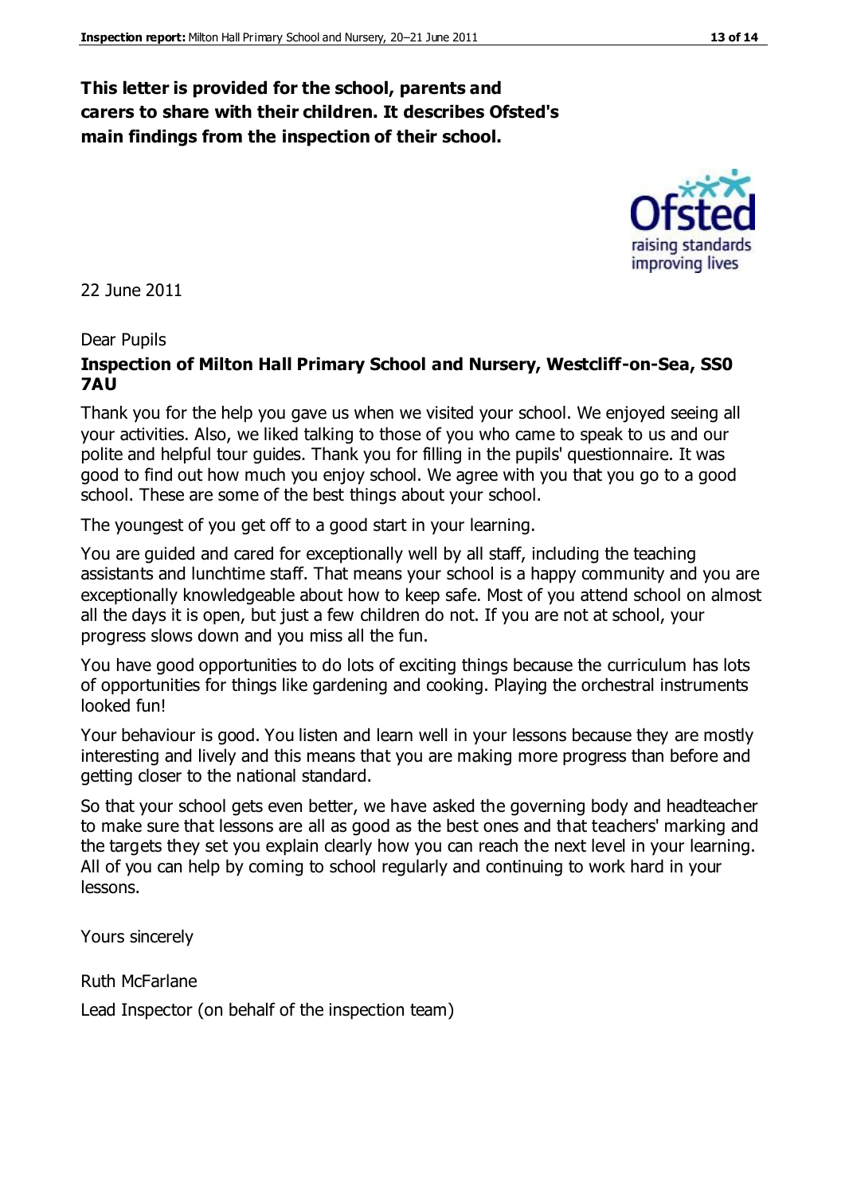**This letter is provided for the school, parents and carers to share with their children. It describes Ofsted's main findings from the inspection of their school.**

22 June 2011

Dear Pupils

**Inspection of Milton Hall Primary School and Nursery, Westcliff-on-Sea, SS0 7AU**

Thank you for the help you gave us when we visited your school. We enjoyed seeing all your activities. Also, we liked talking to those of you who came to speak to us and our polite and helpful tour guides. Thank you for filling in the pupils' questionnaire. It was good to find out how much you enjoy school. We agree with you that you go to a good school. These are some of the best things about your school.

The youngest of you get off to a good start in your learning.

You are guided and cared for exceptionally well by all staff, including the teaching assistants and lunchtime staff. That means your school is a happy community and you are exceptionally knowledgeable about how to keep safe. Most of you attend school on almost all the days it is open, but just a few children do not. If you are not at school, your progress slows down and you miss all the fun.

You have good opportunities to do lots of exciting things because the curriculum has lots of opportunities for things like gardening and cooking. Playing the orchestral instruments looked fun!

Your behaviour is good. You listen and learn well in your lessons because they are mostly interesting and lively and this means that you are making more progress than before and getting closer to the national standard.

So that your school gets even better, we have asked the governing body and headteacher to make sure that lessons are all as good as the best ones and that teachers' marking and the targets they set you explain clearly how you can reach the next level in your learning. All of you can help by coming to school regularly and continuing to work hard in your lessons.

Yours sincerely

Ruth McFarlane

Lead Inspector (on behalf of the inspection team)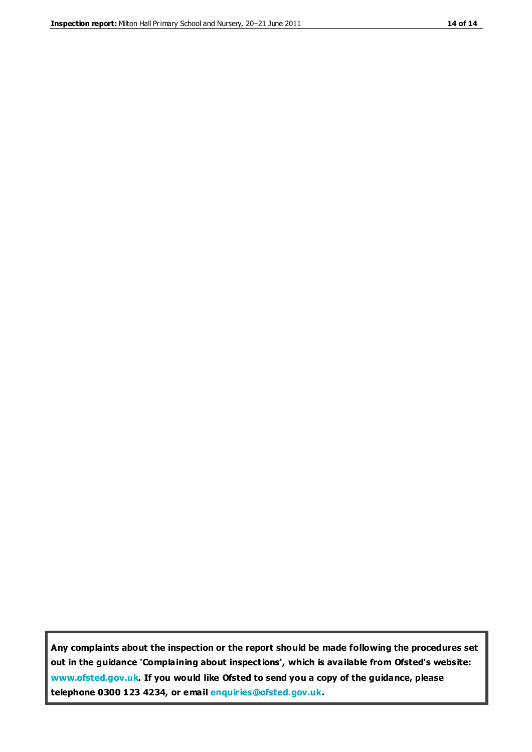**Any complaints about the inspection or the report should be made following the procedures set out in the guidance 'Complaining about inspections', which is available from Ofsted's website: www.ofsted.gov.uk. If you would like Ofsted to send you a copy of the guidance, please telephone 0300 123 4234, or email enquiries@ofsted.gov.uk.**